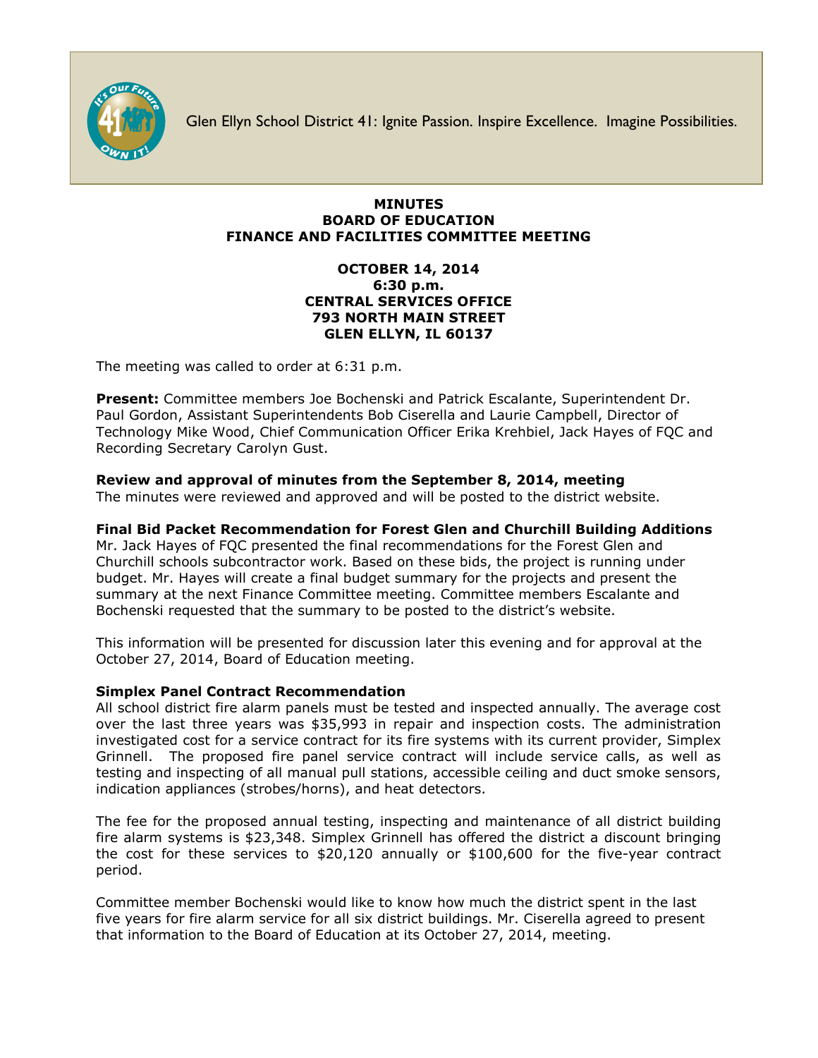Glen Ellyn School District 41: Ignite Passion. Inspire Excellence. Imagine Possibilities.

**MINUTES**
**BOARD OF EDUCATION**
**FINANCE AND FACILITIES COMMITTEE MEETING**

**OCTOBER 14, 2014**
**6:30 p.m.**
**CENTRAL SERVICES OFFICE**
**793 NORTH MAIN STREET**
**GLEN ELLYN, IL 60137**

The meeting was called to order at 6:31 p.m.

**Present:** Committee members Joe Bochenski and Patrick Escalante, Superintendent Dr. Paul Gordon, Assistant Superintendents Bob Ciserella and Laurie Campbell, Director of Technology Mike Wood, Chief Communication Officer Erika Krehbiel, Jack Hayes of FQC and Recording Secretary Carolyn Gust.

**Review and approval of minutes from the September 8, 2014, meeting**
The minutes were reviewed and approved and will be posted to the district website.

**Final Bid Packet Recommendation for Forest Glen and Churchill Building Additions**
Mr. Jack Hayes of FQC presented the final recommendations for the Forest Glen and Churchill schools subcontractor work. Based on these bids, the project is running under budget. Mr. Hayes will create a final budget summary for the projects and present the summary at the next Finance Committee meeting. Committee members Escalante and Bochenski requested that the summary to be posted to the district's website.

This information will be presented for discussion later this evening and for approval at the October 27, 2014, Board of Education meeting.

**Simplex Panel Contract Recommendation**
All school district fire alarm panels must be tested and inspected annually. The average cost over the last three years was $35,993 in repair and inspection costs. The administration investigated cost for a service contract for its fire systems with its current provider, Simplex Grinnell. The proposed fire panel service contract will include service calls, as well as testing and inspecting of all manual pull stations, accessible ceiling and duct smoke sensors, indication appliances (strobes/horns), and heat detectors.

The fee for the proposed annual testing, inspecting and maintenance of all district building fire alarm systems is $23,348. Simplex Grinnell has offered the district a discount bringing the cost for these services to $20,120 annually or $100,600 for the five-year contract period.

Committee member Bochenski would like to know how much the district spent in the last five years for fire alarm service for all six district buildings. Mr. Ciserella agreed to present that information to the Board of Education at its October 27, 2014, meeting.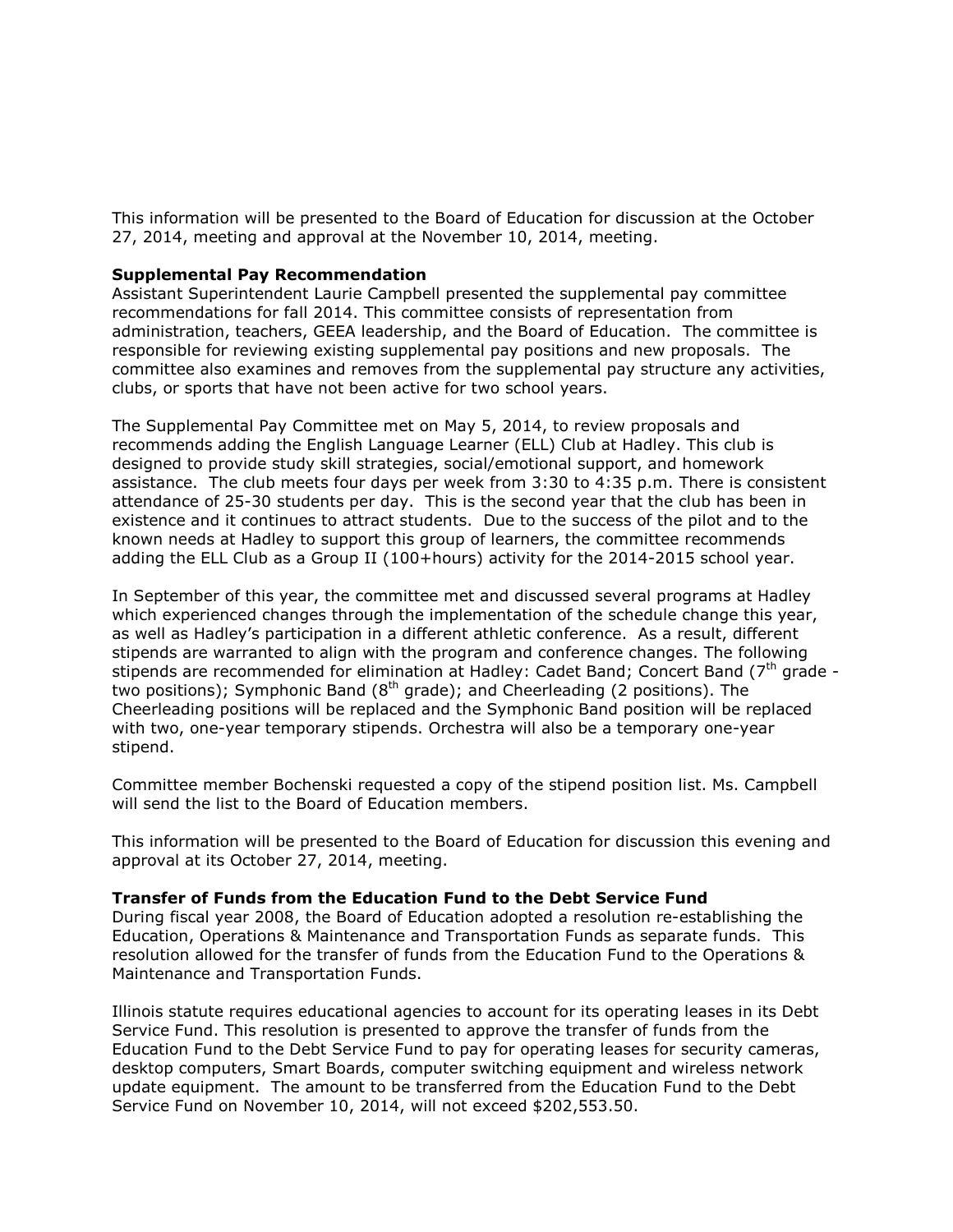This information will be presented to the Board of Education for discussion at the October 27, 2014, meeting and approval at the November 10, 2014, meeting.

**Supplemental Pay Recommendation**

Assistant Superintendent Laurie Campbell presented the supplemental pay committee recommendations for fall 2014. This committee consists of representation from administration, teachers, GEEA leadership, and the Board of Education. The committee is responsible for reviewing existing supplemental pay positions and new proposals. The committee also examines and removes from the supplemental pay structure any activities, clubs, or sports that have not been active for two school years.

The Supplemental Pay Committee met on May 5, 2014, to review proposals and recommends adding the English Language Learner (ELL) Club at Hadley. This club is designed to provide study skill strategies, social/emotional support, and homework assistance. The club meets four days per week from 3:30 to 4:35 p.m. There is consistent attendance of 25-30 students per day. This is the second year that the club has been in existence and it continues to attract students. Due to the success of the pilot and to the known needs at Hadley to support this group of learners, the committee recommends adding the ELL Club as a Group II (100+hours) activity for the 2014-2015 school year.

In September of this year, the committee met and discussed several programs at Hadley which experienced changes through the implementation of the schedule change this year, as well as Hadley's participation in a different athletic conference. As a result, different stipends are warranted to align with the program and conference changes. The following stipends are recommended for elimination at Hadley: Cadet Band; Concert Band (7th grade - two positions); Symphonic Band (8th grade); and Cheerleading (2 positions). The Cheerleading positions will be replaced and the Symphonic Band position will be replaced with two, one-year temporary stipends. Orchestra will also be a temporary one-year stipend.

Committee member Bochenski requested a copy of the stipend position list. Ms. Campbell will send the list to the Board of Education members.

This information will be presented to the Board of Education for discussion this evening and approval at its October 27, 2014, meeting.

**Transfer of Funds from the Education Fund to the Debt Service Fund**

During fiscal year 2008, the Board of Education adopted a resolution re-establishing the Education, Operations & Maintenance and Transportation Funds as separate funds. This resolution allowed for the transfer of funds from the Education Fund to the Operations & Maintenance and Transportation Funds.

Illinois statute requires educational agencies to account for its operating leases in its Debt Service Fund. This resolution is presented to approve the transfer of funds from the Education Fund to the Debt Service Fund to pay for operating leases for security cameras, desktop computers, Smart Boards, computer switching equipment and wireless network update equipment. The amount to be transferred from the Education Fund to the Debt Service Fund on November 10, 2014, will not exceed $202,553.50.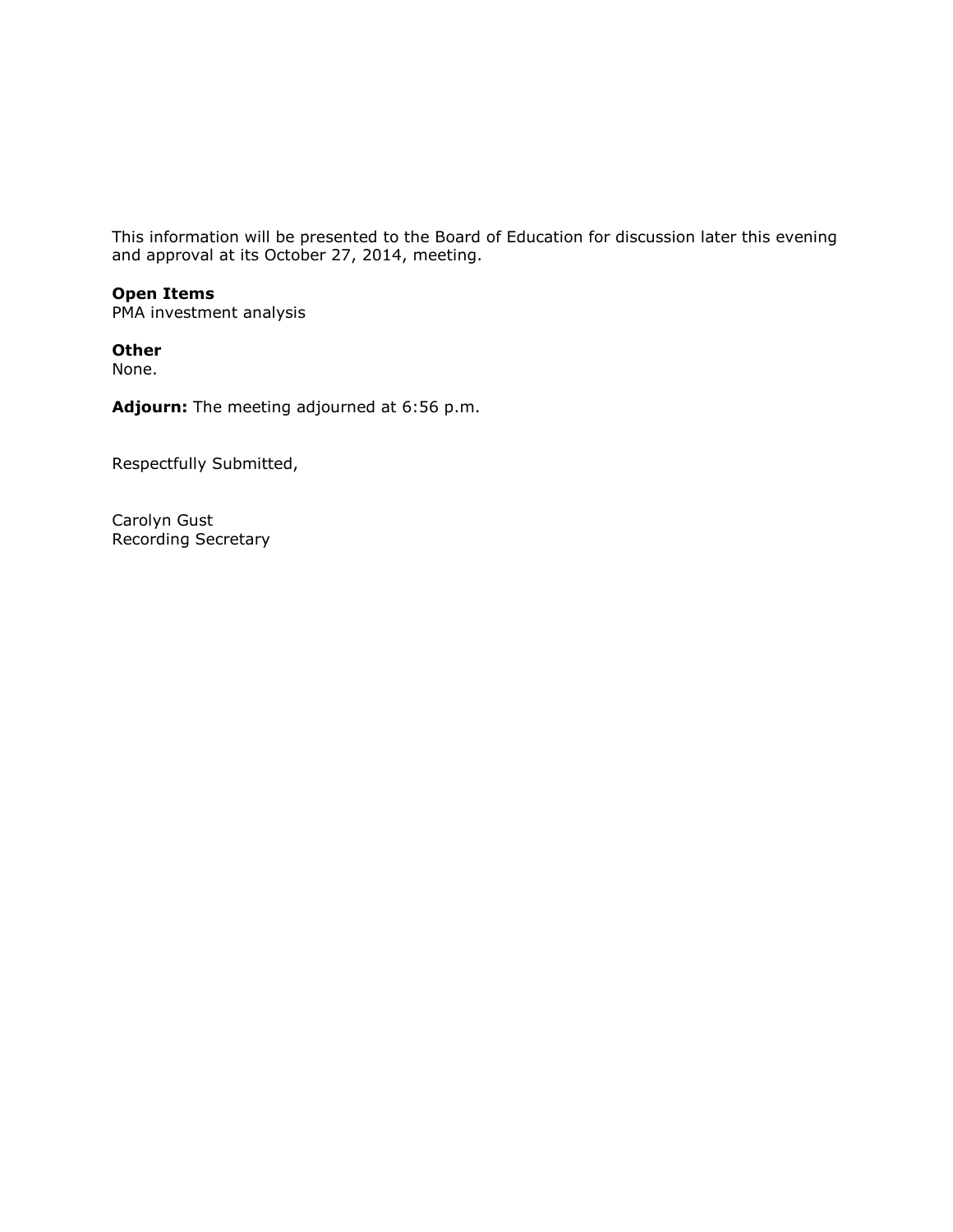This information will be presented to the Board of Education for discussion later this evening and approval at its October 27, 2014, meeting.

**Open Items**
PMA investment analysis

**Other**
None.

**Adjourn:** The meeting adjourned at 6:56 p.m.

Respectfully Submitted,

Carolyn Gust
Recording Secretary